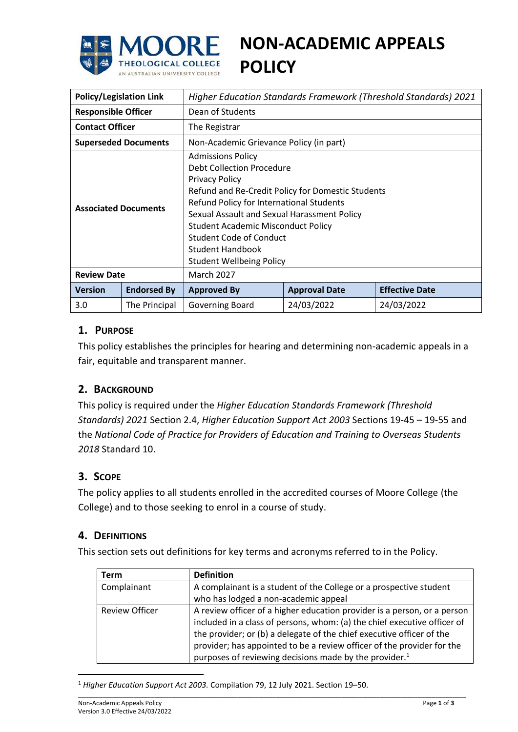# NON-ACADEMIC APPEALS POLICY

| Policy/Legislation Link | | *Higher Education Standards Framework (Threshold Standards) 2021* | | |
|---|---|---|---|---|
| **Responsible Officer** | | Dean of Students | | |
| **Contact Officer** | | The Registrar | | |
| **Superseded Documents** | | Non-Academic Grievance Policy (in part) | | |
| **Associated Documents** | | Admissions Policy<br>Debt Collection Procedure<br>Privacy Policy<br>Refund and Re-Credit Policy for Domestic Students<br>Refund Policy for International Students<br>Sexual Assault and Sexual Harassment Policy<br>Student Academic Misconduct Policy<br>Student Code of Conduct<br>Student Handbook<br>Student Wellbeing Policy | | |
| **Review Date** | | March 2027 | | |
| **Version** | **Endorsed By** | **Approved By** | **Approval Date** | **Effective Date** |
| 3.0 | The Principal | Governing Board | 24/03/2022 | 24/03/2022 |

## 1. Purpose

This policy establishes the principles for hearing and determining non-academic appeals in a fair, equitable and transparent manner.

## 2. Background

This policy is required under the *Higher Education Standards Framework (Threshold Standards) 2021* Section 2.4, *Higher Education Support Act 2003* Sections 19-45 – 19-55 and the *National Code of Practice for Providers of Education and Training to Overseas Students 2018* Standard 10.

## 3. Scope

The policy applies to all students enrolled in the accredited courses of Moore College (the College) and to those seeking to enrol in a course of study.

## 4. Definitions

This section sets out definitions for key terms and acronyms referred to in the Policy.

| Term | Definition |
|---|---|
| Complainant | A complainant is a student of the College or a prospective student who has lodged a non-academic appeal |
| Review Officer | A review officer of a higher education provider is a person, or a person included in a class of persons, whom: (a) the chief executive officer of the provider; or (b) a delegate of the chief executive officer of the provider; has appointed to be a review officer of the provider for the purposes of reviewing decisions made by the provider.[1] |

[1] *Higher Education Support Act 2003.* Compilation 79, 12 July 2021. Section 19–50.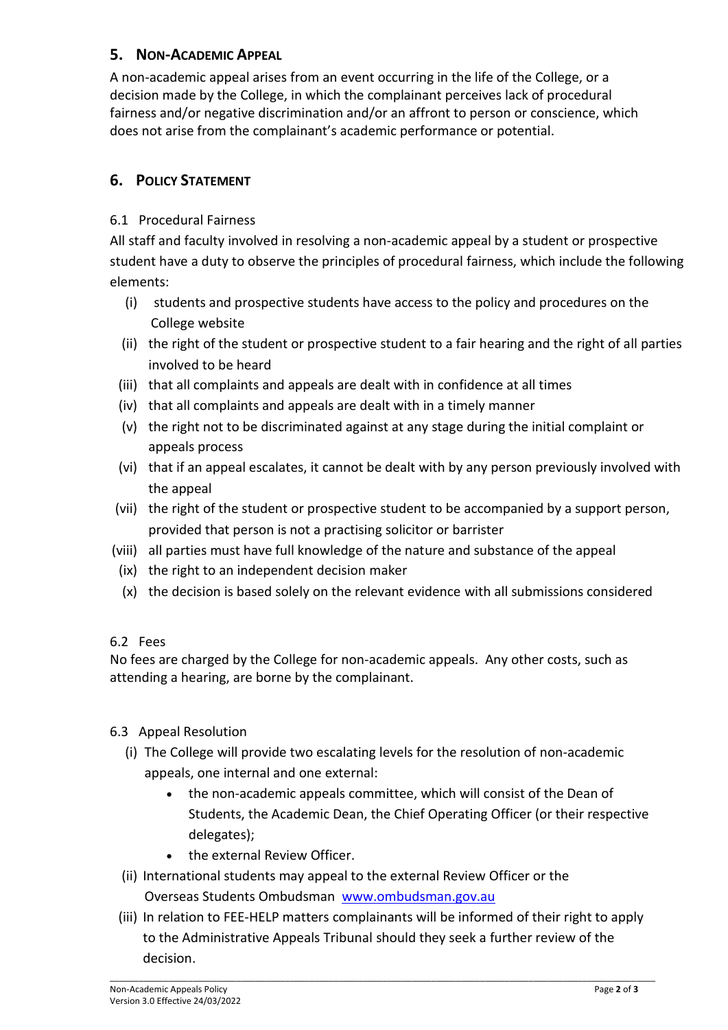## 5. Non-Academic Appeal

A non-academic appeal arises from an event occurring in the life of the College, or a decision made by the College, in which the complainant perceives lack of procedural fairness and/or negative discrimination and/or an affront to person or conscience, which does not arise from the complainant's academic performance or potential.

## 6. Policy Statement

### 6.1 Procedural Fairness

All staff and faculty involved in resolving a non-academic appeal by a student or prospective student have a duty to observe the principles of procedural fairness, which include the following elements:

- (i) students and prospective students have access to the policy and procedures on the College website
- (ii) the right of the student or prospective student to a fair hearing and the right of all parties involved to be heard
- (iii) that all complaints and appeals are dealt with in confidence at all times
- (iv) that all complaints and appeals are dealt with in a timely manner
- (v) the right not to be discriminated against at any stage during the initial complaint or appeals process
- (vi) that if an appeal escalates, it cannot be dealt with by any person previously involved with the appeal
- (vii) the right of the student or prospective student to be accompanied by a support person, provided that person is not a practising solicitor or barrister
- (viii) all parties must have full knowledge of the nature and substance of the appeal
- (ix) the right to an independent decision maker
- (x) the decision is based solely on the relevant evidence with all submissions considered

### 6.2 Fees

No fees are charged by the College for non-academic appeals. Any other costs, such as attending a hearing, are borne by the complainant.

### 6.3 Appeal Resolution

- (i) The College will provide two escalating levels for the resolution of non-academic appeals, one internal and one external:
  - the non-academic appeals committee, which will consist of the Dean of Students, the Academic Dean, the Chief Operating Officer (or their respective delegates);
  - the external Review Officer.
- (ii) International students may appeal to the external Review Officer or the Overseas Students Ombudsman [www.ombudsman.gov.au](http://www.ombudsman.gov.au)
- (iii) In relation to FEE-HELP matters complainants will be informed of their right to apply to the Administrative Appeals Tribunal should they seek a further review of the decision.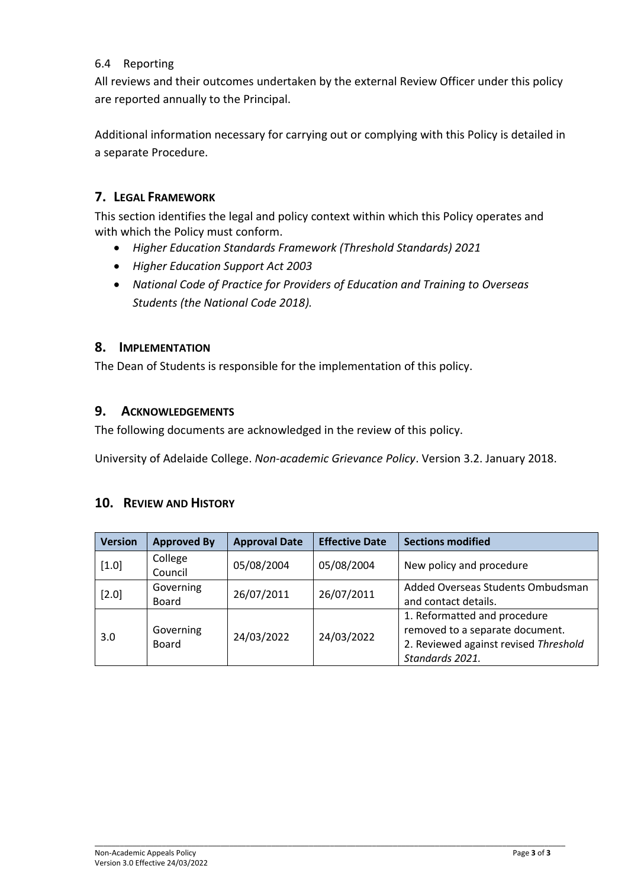### 6.4 Reporting

All reviews and their outcomes undertaken by the external Review Officer under this policy are reported annually to the Principal.

Additional information necessary for carrying out or complying with this Policy is detailed in a separate Procedure.

## 7. Legal Framework

This section identifies the legal and policy context within which this Policy operates and with which the Policy must conform.

- *Higher Education Standards Framework (Threshold Standards) 2021*
- *Higher Education Support Act 2003*
- *National Code of Practice for Providers of Education and Training to Overseas Students (the National Code 2018).*

## 8. Implementation

The Dean of Students is responsible for the implementation of this policy.

## 9. Acknowledgements

The following documents are acknowledged in the review of this policy.

University of Adelaide College. *Non-academic Grievance Policy*. Version 3.2. January 2018.

## 10. Review and History

| Version | Approved By | Approval Date | Effective Date | Sections modified |
|---|---|---|---|---|
| [1.0] | College Council | 05/08/2004 | 05/08/2004 | New policy and procedure |
| [2.0] | Governing Board | 26/07/2011 | 26/07/2011 | Added Overseas Students Ombudsman and contact details. |
| 3.0 | Governing Board | 24/03/2022 | 24/03/2022 | 1. Reformatted and procedure removed to a separate document.<br>2. Reviewed against revised *Threshold Standards 2021.* |